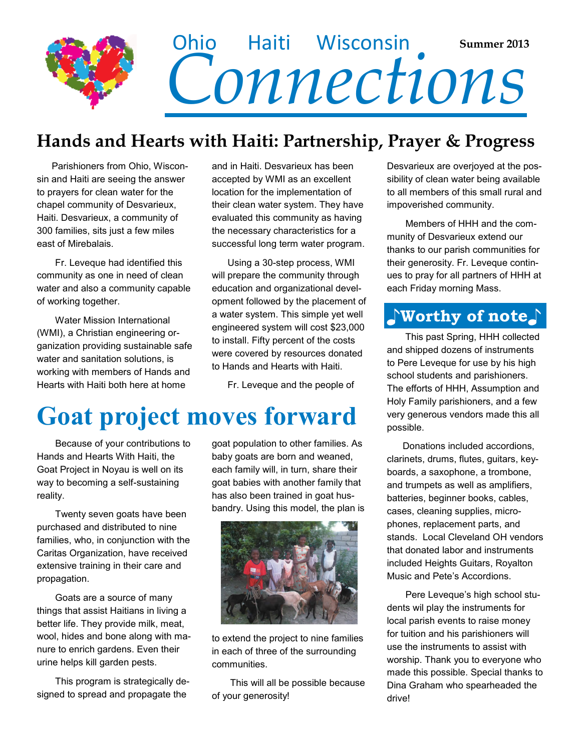Ohio Haiti Wisconsin

# Connections

Summer 2013

## Hands and Hearts with Haiti: Partnership, Prayer & Progress

Parishioners from Ohio, Wisconsin and Haiti are seeing the answer to prayers for clean water for the chapel community of Desvarieux, Haiti. Desvarieux, a community of 300 families, sits just a few miles east of Mirebalais.

Fr. Leveque had identified this community as one in need of clean water and also a community capable of working together.

Water Mission International (WMI), a Christian engineering organization providing sustainable safe water and sanitation solutions, is working with members of Hands and Hearts with Haiti both here at home and in Haiti. Desvarieux has been accepted by WMI as an excellent location for the implementation of their clean water system. They have evaluated this community as having the necessary characteristics for a successful long term water program.

Using a 30-step process, WMI will prepare the community through education and organizational development followed by the placement of a water system. This simple yet well engineered system will cost $23,000 to install. Fifty percent of the costs were covered by resources donated to Hands and Hearts with Haiti.

Fr. Leveque and the people of Desvarieux are overjoyed at the possibility of clean water being available to all members of this small rural and impoverished community.

Members of HHH and the community of Desvarieux extend our thanks to our parish communities for their generosity. Fr. Leveque continues to pray for all partners of HHH at each Friday morning Mass.

# Goat project moves forward

Because of your contributions to Hands and Hearts With Haiti, the Goat Project in Noyau is well on its way to becoming a self-sustaining reality.

Twenty seven goats have been purchased and distributed to nine families, who, in conjunction with the Caritas Organization, have received extensive training in their care and propagation.

Goats are a source of many things that assist Haitians in living a better life. They provide milk, meat, wool, hides and bone along with manure to enrich gardens. Even their urine helps kill garden pests.

This program is strategically designed to spread and propagate the goat population to other families. As baby goats are born and weaned, each family will, in turn, share their goat babies with another family that has also been trained in goat husbandry. Using this model, the plan is to extend the project to nine families in each of three of the surrounding communities.

This will all be possible because of your generosity!

## ♪Worthy of note♪

This past Spring, HHH collected and shipped dozens of instruments to Pere Leveque for use by his high school students and parishioners. The efforts of HHH, Assumption and Holy Family parishioners, and a few very generous vendors made this all possible.

Donations included accordions, clarinets, drums, flutes, guitars, keyboards, a saxophone, a trombone, and trumpets as well as amplifiers, batteries, beginner books, cables, cases, cleaning supplies, microphones, replacement parts, and stands. Local Cleveland OH vendors that donated labor and instruments included Heights Guitars, Royalton Music and Pete's Accordions.

Pere Leveque's high school students wil play the instruments for local parish events to raise money for tuition and his parishioners will use the instruments to assist with worship. Thank you to everyone who made this possible. Special thanks to Dina Graham who spearheaded the drive!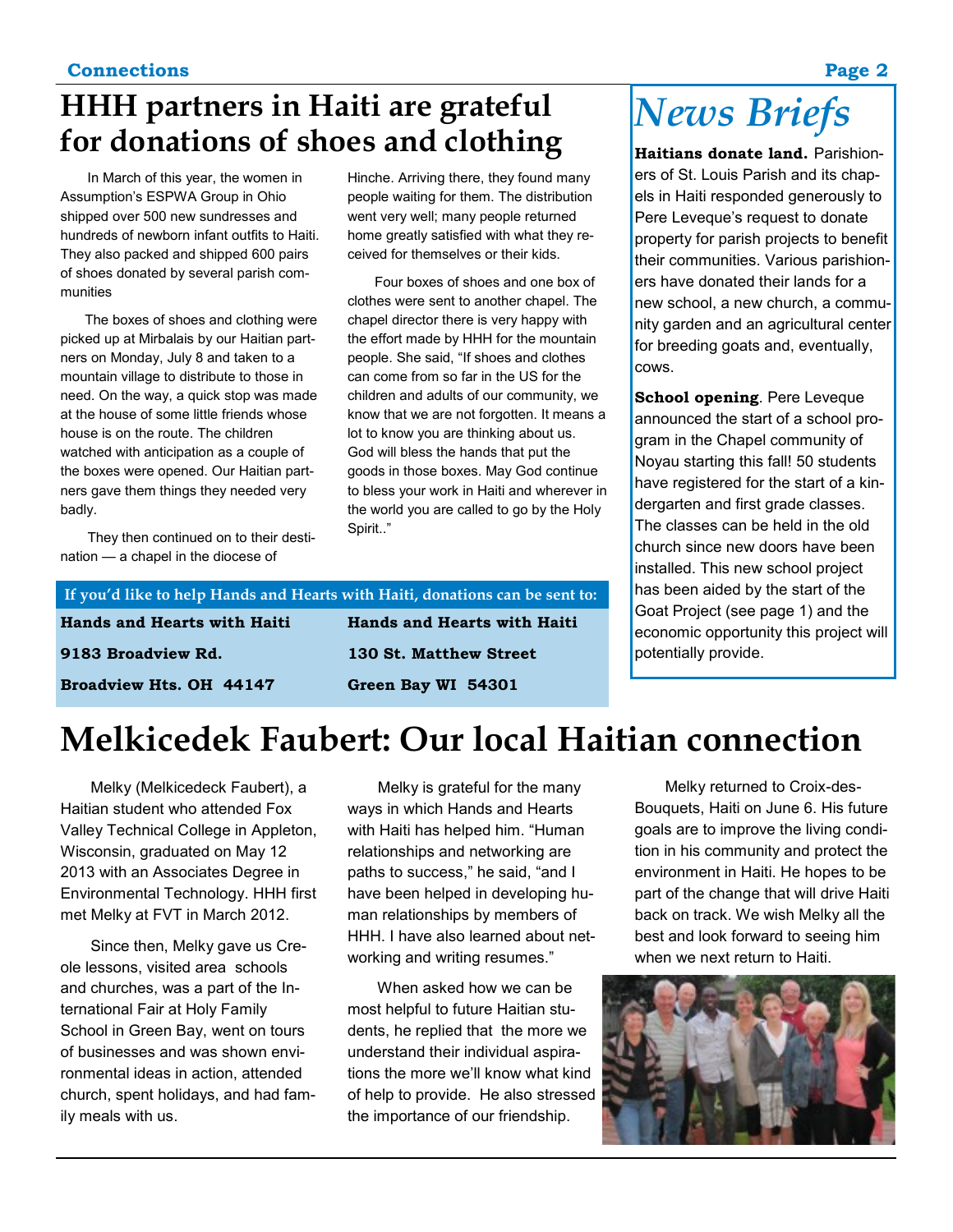# HHH partners in Haiti are grateful for donations of shoes and clothing

In March of this year, the women in Assumption's ESPWA Group in Ohio shipped over 500 new sundresses and hundreds of newborn infant outfits to Haiti. They also packed and shipped 600 pairs of shoes donated by several parish communities

The boxes of shoes and clothing were picked up at Mirbalais by our Haitian partners on Monday, July 8 and taken to a mountain village to distribute to those in need. On the way, a quick stop was made at the house of some little friends whose house is on the route. The children watched with anticipation as a couple of the boxes were opened. Our Haitian partners gave them things they needed very badly.

They then continued on to their destination — a chapel in the diocese of Hinche. Arriving there, they found many people waiting for them. The distribution went very well; many people returned home greatly satisfied with what they received for themselves or their kids.

Four boxes of shoes and one box of clothes were sent to another chapel. The chapel director there is very happy with the effort made by HHH for the mountain people. She said, "If shoes and clothes can come from so far in the US for the children and adults of our community, we know that we are not forgotten. It means a lot to know you are thinking about us. God will bless the hands that put the goods in those boxes. May God continue to bless your work in Haiti and wherever in the world you are called to go by the Holy Spirit.."

**If you'd like to help Hands and Hearts with Haiti, donations can be sent to:**

| | |
|---|---|
| **Hands and Hearts with Haiti** | **Hands and Hearts with Haiti** |
| **9183 Broadview Rd.** | **130 St. Matthew Street** |
| **Broadview Hts. OH 44147** | **Green Bay WI 54301** |

## *News Briefs*

**Haitians donate land.** Parishioners of St. Louis Parish and its chapels in Haiti responded generously to Pere Leveque's request to donate property for parish projects to benefit their communities. Various parishioners have donated their lands for a new school, a new church, a community garden and an agricultural center for breeding goats and, eventually, cows.

**School opening**. Pere Leveque announced the start of a school program in the Chapel community of Noyau starting this fall! 50 students have registered for the start of a kindergarten and first grade classes. The classes can be held in the old church since new doors have been installed. This new school project has been aided by the start of the Goat Project (see page 1) and the economic opportunity this project will potentially provide.

# Melkicedek Faubert: Our local Haitian connection

Melky (Melkicedeck Faubert), a Haitian student who attended Fox Valley Technical College in Appleton, Wisconsin, graduated on May 12 2013 with an Associates Degree in Environmental Technology. HHH first met Melky at FVT in March 2012.

Since then, Melky gave us Creole lessons, visited area schools and churches, was a part of the International Fair at Holy Family School in Green Bay, went on tours of businesses and was shown environmental ideas in action, attended church, spent holidays, and had family meals with us.

Melky is grateful for the many ways in which Hands and Hearts with Haiti has helped him. "Human relationships and networking are paths to success," he said, "and I have been helped in developing human relationships by members of HHH. I have also learned about networking and writing resumes."

When asked how we can be most helpful to future Haitian students, he replied that the more we understand their individual aspirations the more we'll know what kind of help to provide. He also stressed the importance of our friendship.

Melky returned to Croix-des-Bouquets, Haiti on June 6. His future goals are to improve the living condition in his community and protect the environment in Haiti. He hopes to be part of the change that will drive Haiti back on track. We wish Melky all the best and look forward to seeing him when we next return to Haiti.